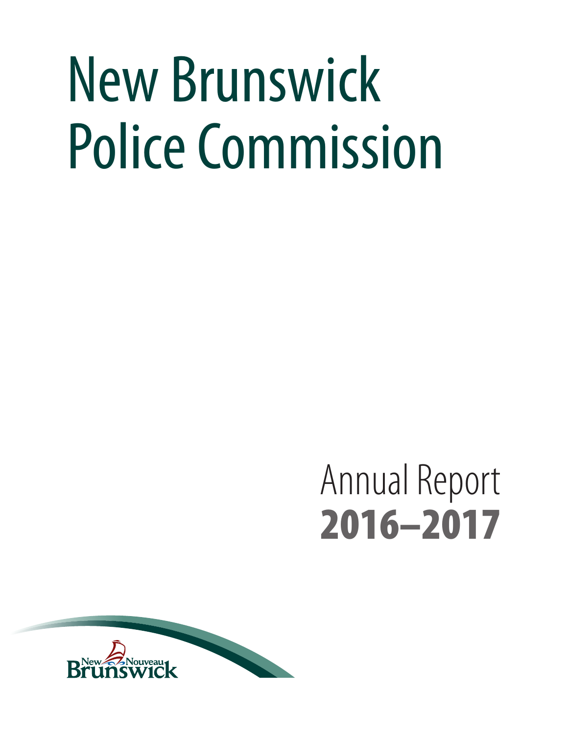# New Brunswick Police Commission

## Annual Report 2016–2017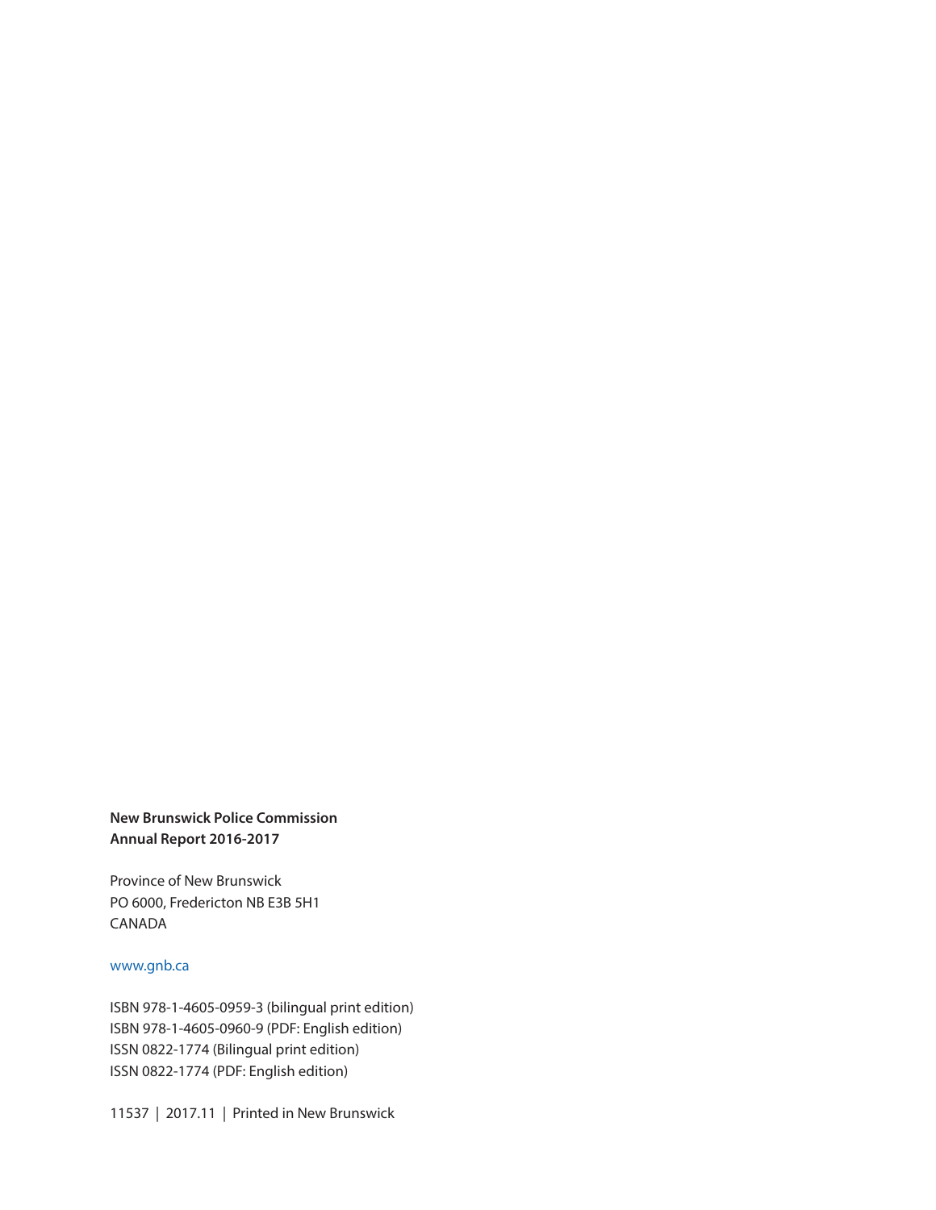**New Brunswick Police Commission**
**Annual Report 2016-2017**

Province of New Brunswick
PO 6000, Fredericton NB E3B 5H1
CANADA

www.gnb.ca

ISBN 978-1-4605-0959-3 (bilingual print edition)
ISBN 978-1-4605-0960-9 (PDF: English edition)
ISSN 0822-1774 (Bilingual print edition)
ISSN 0822-1774 (PDF: English edition)

11537 | 2017.11 | Printed in New Brunswick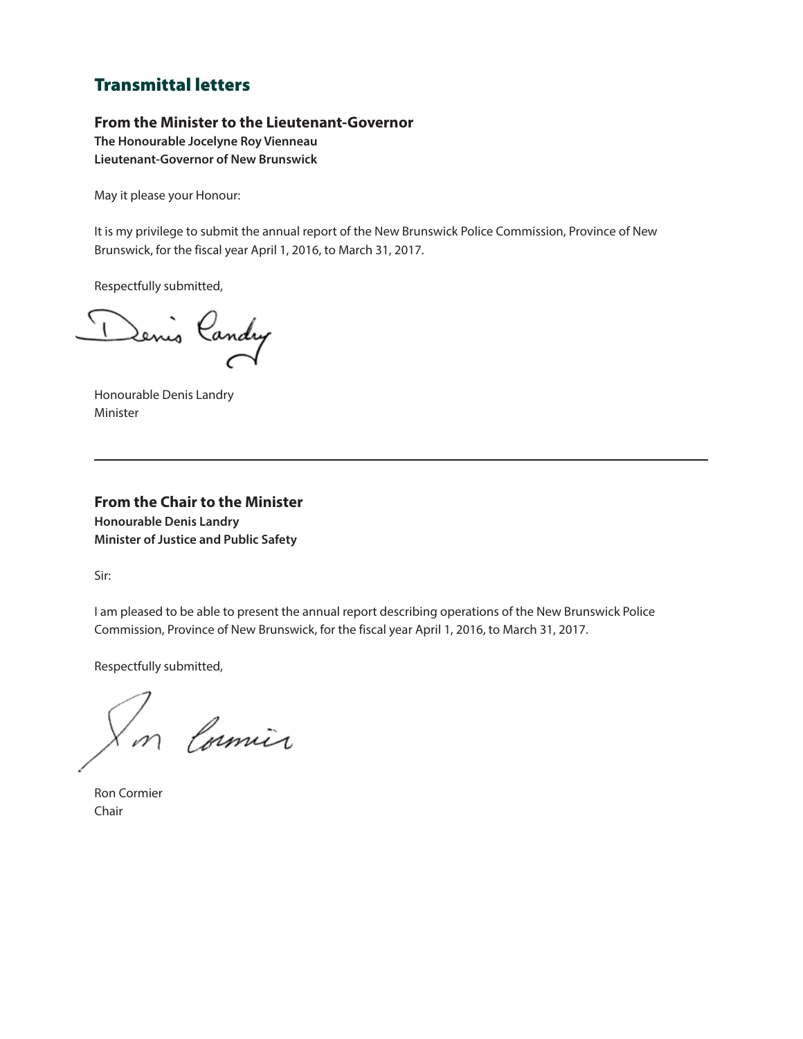## Transmittal letters

### From the Minister to the Lieutenant-Governor

**The Honourable Jocelyne Roy Vienneau**
**Lieutenant-Governor of New Brunswick**

May it please your Honour:

It is my privilege to submit the annual report of the New Brunswick Police Commission, Province of New Brunswick, for the fiscal year April 1, 2016, to March 31, 2017.

Respectfully submitted,

Honourable Denis Landry
Minister

---

### From the Chair to the Minister

**Honourable Denis Landry**
**Minister of Justice and Public Safety**

Sir:

I am pleased to be able to present the annual report describing operations of the New Brunswick Police Commission, Province of New Brunswick, for the fiscal year April 1, 2016, to March 31, 2017.

Respectfully submitted,

Ron Cormier
Chair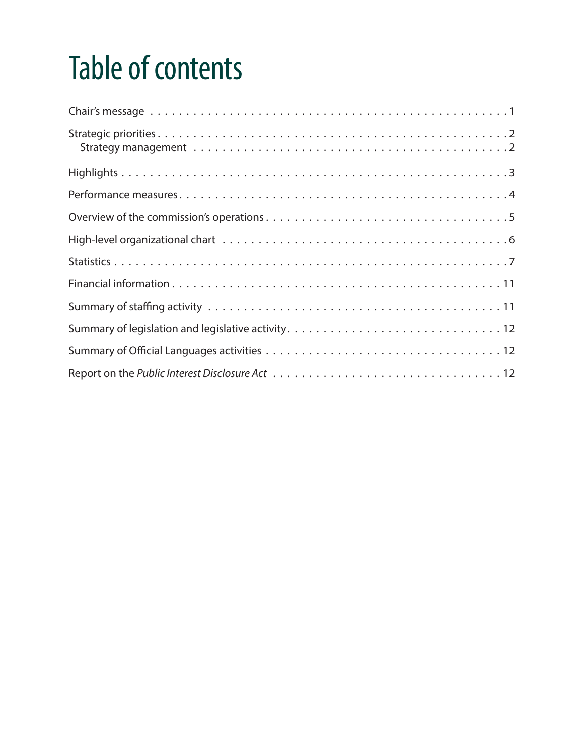# Table of contents

Chair's message . . . . . . . . . . . . . . . . . . . . . . . . . . . . . . . . . . . . . . . . . . . . 1

Strategic priorities . . . . . . . . . . . . . . . . . . . . . . . . . . . . . . . . . . . . . . . . . . . 2
  Strategy management . . . . . . . . . . . . . . . . . . . . . . . . . . . . . . . . . . . . . . 2

Highlights . . . . . . . . . . . . . . . . . . . . . . . . . . . . . . . . . . . . . . . . . . . . . . . 3

Performance measures . . . . . . . . . . . . . . . . . . . . . . . . . . . . . . . . . . . . . . . 4

Overview of the commission's operations . . . . . . . . . . . . . . . . . . . . . . . . . . . 5

High-level organizational chart . . . . . . . . . . . . . . . . . . . . . . . . . . . . . . . . . 6

Statistics . . . . . . . . . . . . . . . . . . . . . . . . . . . . . . . . . . . . . . . . . . . . . . . 7

Financial information . . . . . . . . . . . . . . . . . . . . . . . . . . . . . . . . . . . . . . . 11

Summary of staffing activity . . . . . . . . . . . . . . . . . . . . . . . . . . . . . . . . . . 11

Summary of legislation and legislative activity . . . . . . . . . . . . . . . . . . . . . . . 12

Summary of Official Languages activities . . . . . . . . . . . . . . . . . . . . . . . . . . 12

Report on the *Public Interest Disclosure Act* . . . . . . . . . . . . . . . . . . . . . . . 12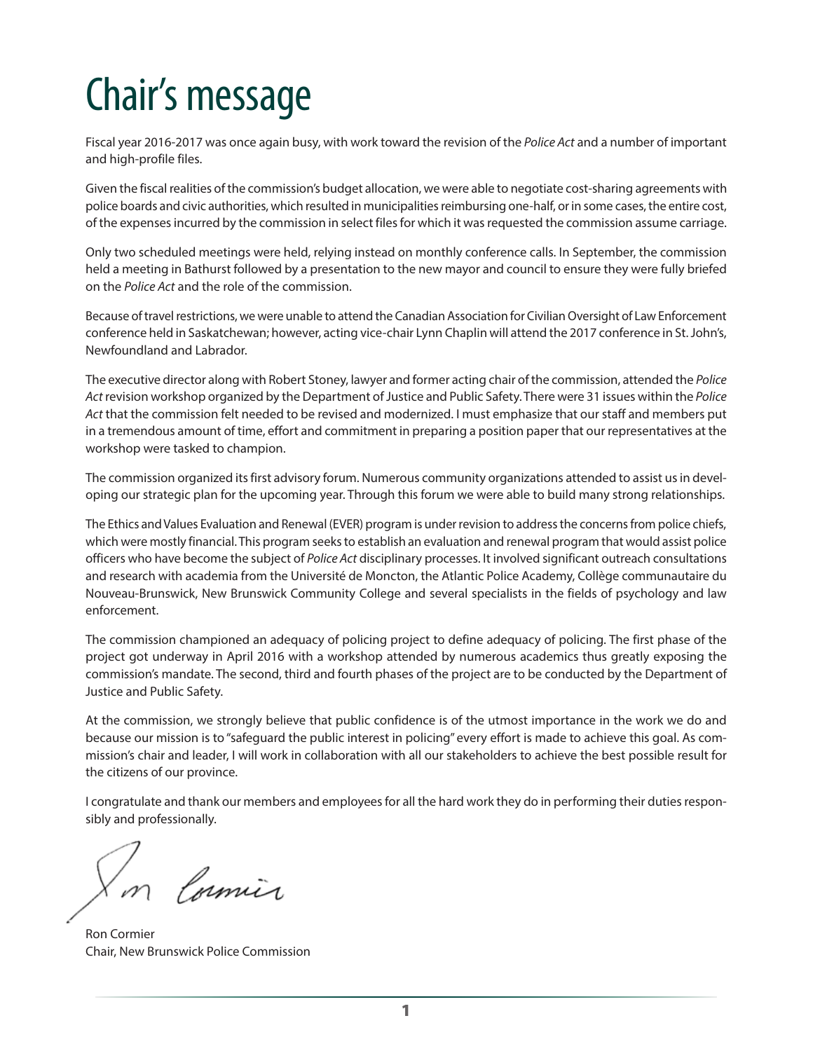# Chair's message

Fiscal year 2016-2017 was once again busy, with work toward the revision of the *Police Act* and a number of important and high-profile files.

Given the fiscal realities of the commission's budget allocation, we were able to negotiate cost-sharing agreements with police boards and civic authorities, which resulted in municipalities reimbursing one-half, or in some cases, the entire cost, of the expenses incurred by the commission in select files for which it was requested the commission assume carriage.

Only two scheduled meetings were held, relying instead on monthly conference calls. In September, the commission held a meeting in Bathurst followed by a presentation to the new mayor and council to ensure they were fully briefed on the *Police Act* and the role of the commission.

Because of travel restrictions, we were unable to attend the Canadian Association for Civilian Oversight of Law Enforcement conference held in Saskatchewan; however, acting vice-chair Lynn Chaplin will attend the 2017 conference in St. John's, Newfoundland and Labrador.

The executive director along with Robert Stoney, lawyer and former acting chair of the commission, attended the *Police Act* revision workshop organized by the Department of Justice and Public Safety. There were 31 issues within the *Police Act* that the commission felt needed to be revised and modernized. I must emphasize that our staff and members put in a tremendous amount of time, effort and commitment in preparing a position paper that our representatives at the workshop were tasked to champion.

The commission organized its first advisory forum. Numerous community organizations attended to assist us in developing our strategic plan for the upcoming year. Through this forum we were able to build many strong relationships.

The Ethics and Values Evaluation and Renewal (EVER) program is under revision to address the concerns from police chiefs, which were mostly financial. This program seeks to establish an evaluation and renewal program that would assist police officers who have become the subject of *Police Act* disciplinary processes. It involved significant outreach consultations and research with academia from the Université de Moncton, the Atlantic Police Academy, Collège communautaire du Nouveau-Brunswick, New Brunswick Community College and several specialists in the fields of psychology and law enforcement.

The commission championed an adequacy of policing project to define adequacy of policing. The first phase of the project got underway in April 2016 with a workshop attended by numerous academics thus greatly exposing the commission's mandate. The second, third and fourth phases of the project are to be conducted by the Department of Justice and Public Safety.

At the commission, we strongly believe that public confidence is of the utmost importance in the work we do and because our mission is to "safeguard the public interest in policing" every effort is made to achieve this goal. As commission's chair and leader, I will work in collaboration with all our stakeholders to achieve the best possible result for the citizens of our province.

I congratulate and thank our members and employees for all the hard work they do in performing their duties responsibly and professionally.

Ron Cormier
Chair, New Brunswick Police Commission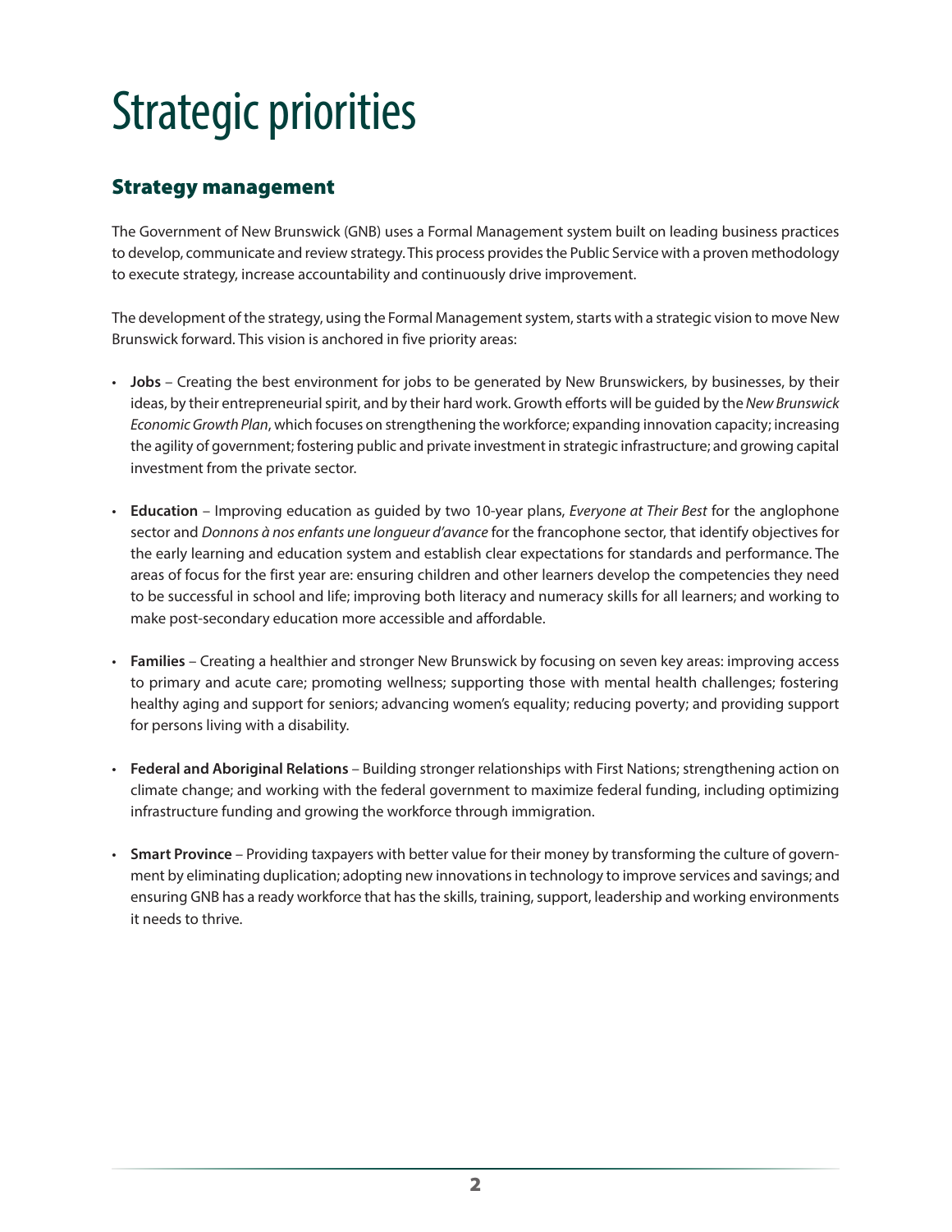# Strategic priorities

## Strategy management

The Government of New Brunswick (GNB) uses a Formal Management system built on leading business practices to develop, communicate and review strategy. This process provides the Public Service with a proven methodology to execute strategy, increase accountability and continuously drive improvement.

The development of the strategy, using the Formal Management system, starts with a strategic vision to move New Brunswick forward. This vision is anchored in five priority areas:

- **Jobs** – Creating the best environment for jobs to be generated by New Brunswickers, by businesses, by their ideas, by their entrepreneurial spirit, and by their hard work. Growth efforts will be guided by the *New Brunswick Economic Growth Plan*, which focuses on strengthening the workforce; expanding innovation capacity; increasing the agility of government; fostering public and private investment in strategic infrastructure; and growing capital investment from the private sector.

- **Education** – Improving education as guided by two 10-year plans, *Everyone at Their Best* for the anglophone sector and *Donnons à nos enfants une longueur d'avance* for the francophone sector, that identify objectives for the early learning and education system and establish clear expectations for standards and performance. The areas of focus for the first year are: ensuring children and other learners develop the competencies they need to be successful in school and life; improving both literacy and numeracy skills for all learners; and working to make post-secondary education more accessible and affordable.

- **Families** – Creating a healthier and stronger New Brunswick by focusing on seven key areas: improving access to primary and acute care; promoting wellness; supporting those with mental health challenges; fostering healthy aging and support for seniors; advancing women's equality; reducing poverty; and providing support for persons living with a disability.

- **Federal and Aboriginal Relations** – Building stronger relationships with First Nations; strengthening action on climate change; and working with the federal government to maximize federal funding, including optimizing infrastructure funding and growing the workforce through immigration.

- **Smart Province** – Providing taxpayers with better value for their money by transforming the culture of government by eliminating duplication; adopting new innovations in technology to improve services and savings; and ensuring GNB has a ready workforce that has the skills, training, support, leadership and working environments it needs to thrive.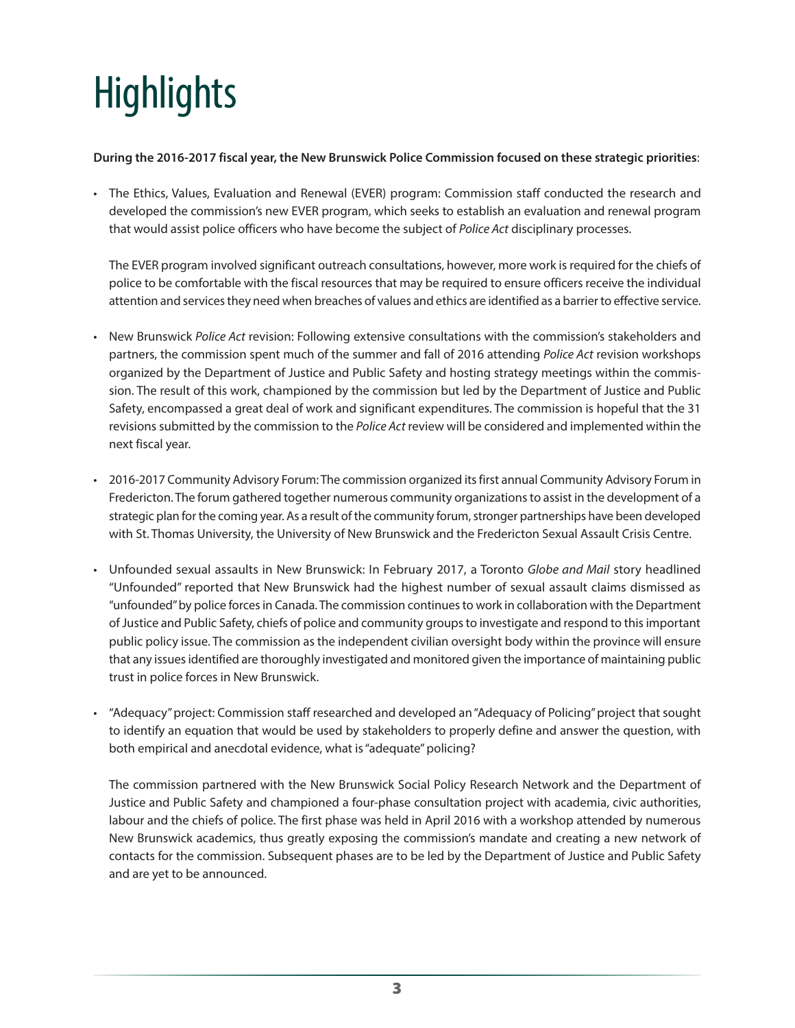# Highlights

**During the 2016-2017 fiscal year, the New Brunswick Police Commission focused on these strategic priorities**:

- The Ethics, Values, Evaluation and Renewal (EVER) program: Commission staff conducted the research and developed the commission's new EVER program, which seeks to establish an evaluation and renewal program that would assist police officers who have become the subject of *Police Act* disciplinary processes.

  The EVER program involved significant outreach consultations, however, more work is required for the chiefs of police to be comfortable with the fiscal resources that may be required to ensure officers receive the individual attention and services they need when breaches of values and ethics are identified as a barrier to effective service.

- New Brunswick *Police Act* revision: Following extensive consultations with the commission's stakeholders and partners, the commission spent much of the summer and fall of 2016 attending *Police Act* revision workshops organized by the Department of Justice and Public Safety and hosting strategy meetings within the commission. The result of this work, championed by the commission but led by the Department of Justice and Public Safety, encompassed a great deal of work and significant expenditures. The commission is hopeful that the 31 revisions submitted by the commission to the *Police Act* review will be considered and implemented within the next fiscal year.

- 2016-2017 Community Advisory Forum: The commission organized its first annual Community Advisory Forum in Fredericton. The forum gathered together numerous community organizations to assist in the development of a strategic plan for the coming year. As a result of the community forum, stronger partnerships have been developed with St. Thomas University, the University of New Brunswick and the Fredericton Sexual Assault Crisis Centre.

- Unfounded sexual assaults in New Brunswick: In February 2017, a Toronto *Globe and Mail* story headlined "Unfounded" reported that New Brunswick had the highest number of sexual assault claims dismissed as "unfounded" by police forces in Canada. The commission continues to work in collaboration with the Department of Justice and Public Safety, chiefs of police and community groups to investigate and respond to this important public policy issue. The commission as the independent civilian oversight body within the province will ensure that any issues identified are thoroughly investigated and monitored given the importance of maintaining public trust in police forces in New Brunswick.

- "Adequacy" project: Commission staff researched and developed an "Adequacy of Policing" project that sought to identify an equation that would be used by stakeholders to properly define and answer the question, with both empirical and anecdotal evidence, what is "adequate" policing?

  The commission partnered with the New Brunswick Social Policy Research Network and the Department of Justice and Public Safety and championed a four-phase consultation project with academia, civic authorities, labour and the chiefs of police. The first phase was held in April 2016 with a workshop attended by numerous New Brunswick academics, thus greatly exposing the commission's mandate and creating a new network of contacts for the commission. Subsequent phases are to be led by the Department of Justice and Public Safety and are yet to be announced.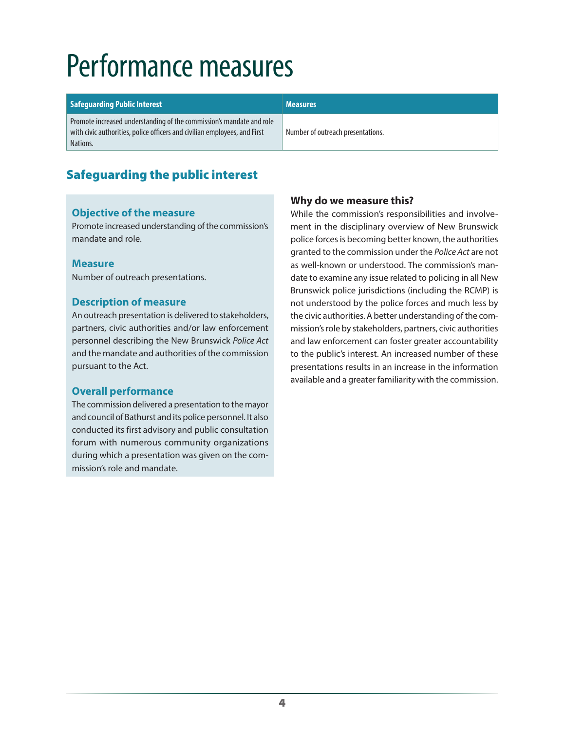# Performance measures

| Safeguarding Public Interest | Measures |
| --- | --- |
| Promote increased understanding of the commission's mandate and role with civic authorities, police officers and civilian employees, and First Nations. | Number of outreach presentations. |

## Safeguarding the public interest

### Objective of the measure

Promote increased understanding of the commission's mandate and role.

### Measure

Number of outreach presentations.

### Description of measure

An outreach presentation is delivered to stakeholders, partners, civic authorities and/or law enforcement personnel describing the New Brunswick *Police Act* and the mandate and authorities of the commission pursuant to the Act.

### Overall performance

The commission delivered a presentation to the mayor and council of Bathurst and its police personnel. It also conducted its first advisory and public consultation forum with numerous community organizations during which a presentation was given on the commission's role and mandate.

### Why do we measure this?

While the commission's responsibilities and involvement in the disciplinary overview of New Brunswick police forces is becoming better known, the authorities granted to the commission under the *Police Act* are not as well-known or understood. The commission's mandate to examine any issue related to policing in all New Brunswick police jurisdictions (including the RCMP) is not understood by the police forces and much less by the civic authorities. A better understanding of the commission's role by stakeholders, partners, civic authorities and law enforcement can foster greater accountability to the public's interest. An increased number of these presentations results in an increase in the information available and a greater familiarity with the commission.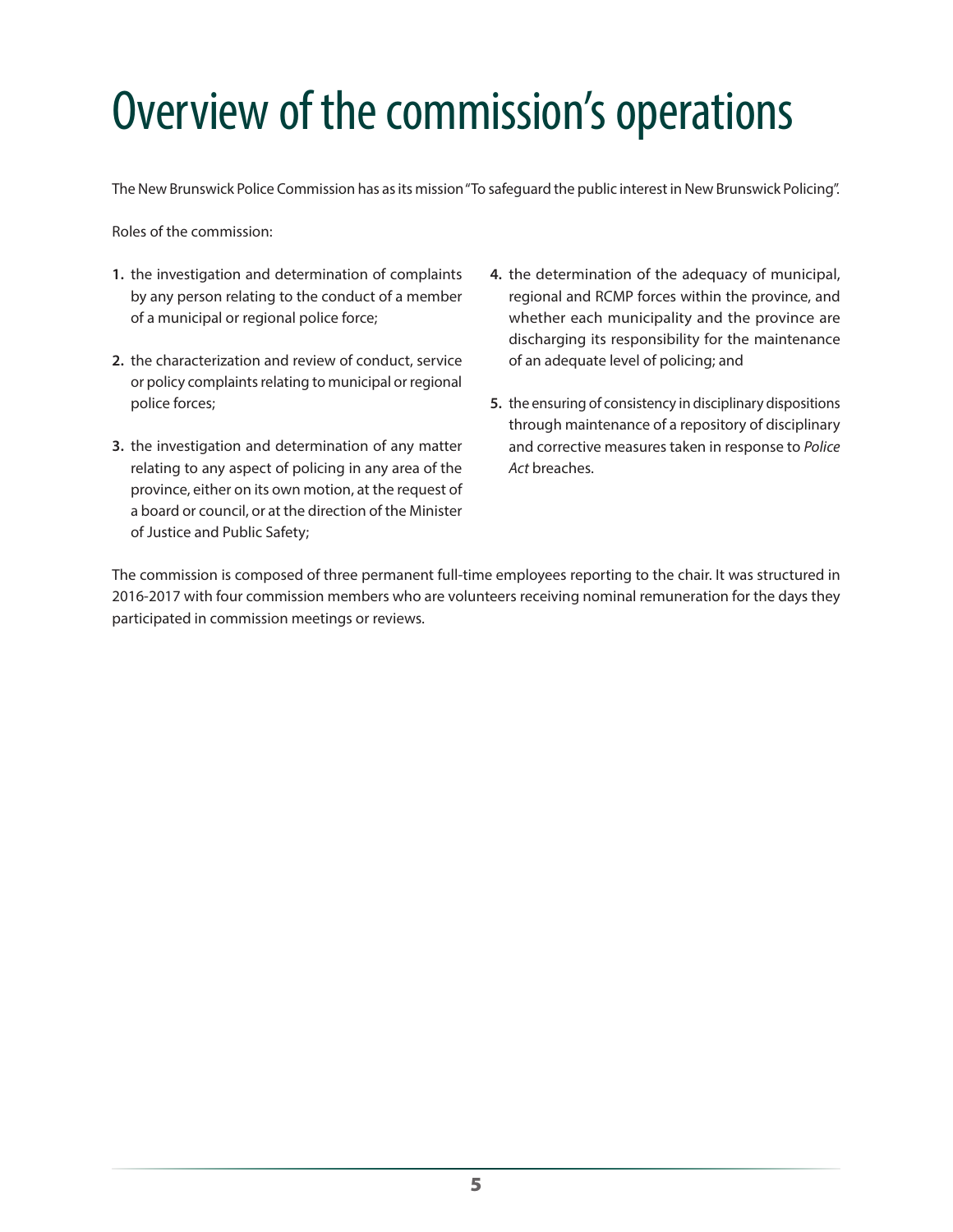# Overview of the commission's operations

The New Brunswick Police Commission has as its mission "To safeguard the public interest in New Brunswick Policing".

Roles of the commission:

1. the investigation and determination of complaints by any person relating to the conduct of a member of a municipal or regional police force;
2. the characterization and review of conduct, service or policy complaints relating to municipal or regional police forces;
3. the investigation and determination of any matter relating to any aspect of policing in any area of the province, either on its own motion, at the request of a board or council, or at the direction of the Minister of Justice and Public Safety;
4. the determination of the adequacy of municipal, regional and RCMP forces within the province, and whether each municipality and the province are discharging its responsibility for the maintenance of an adequate level of policing; and
5. the ensuring of consistency in disciplinary dispositions through maintenance of a repository of disciplinary and corrective measures taken in response to *Police Act* breaches.

The commission is composed of three permanent full-time employees reporting to the chair. It was structured in 2016-2017 with four commission members who are volunteers receiving nominal remuneration for the days they participated in commission meetings or reviews.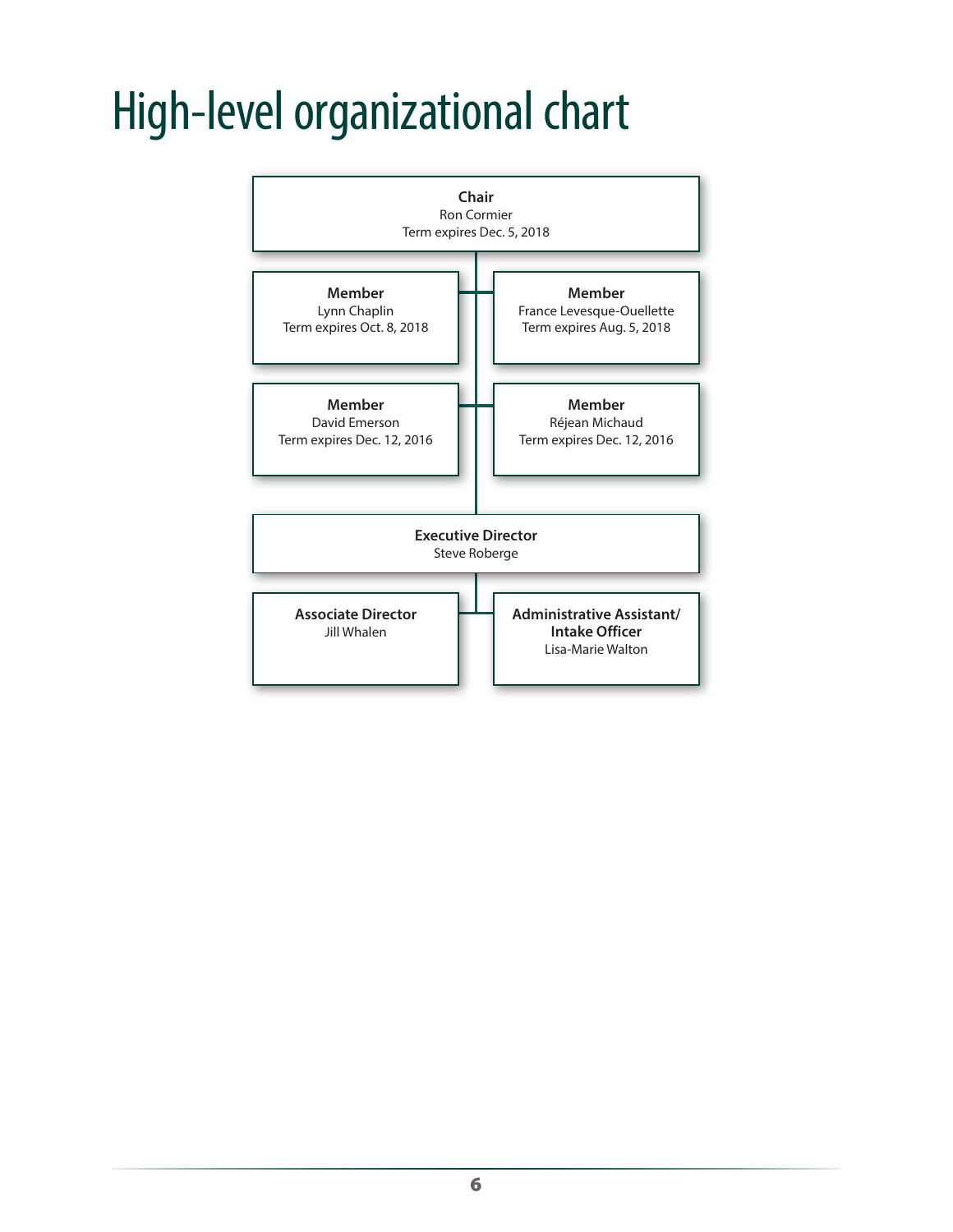# High-level organizational chart

**Chair**
Ron Cormier
Term expires Dec. 5, 2018

**Member**
Lynn Chaplin
Term expires Oct. 8, 2018

**Member**
France Levesque-Ouellette
Term expires Aug. 5, 2018

**Member**
David Emerson
Term expires Dec. 12, 2016

**Member**
Réjean Michaud
Term expires Dec. 12, 2016

**Executive Director**
Steve Roberge

**Associate Director**
Jill Whalen

**Administrative Assistant/ Intake Officer**
Lisa-Marie Walton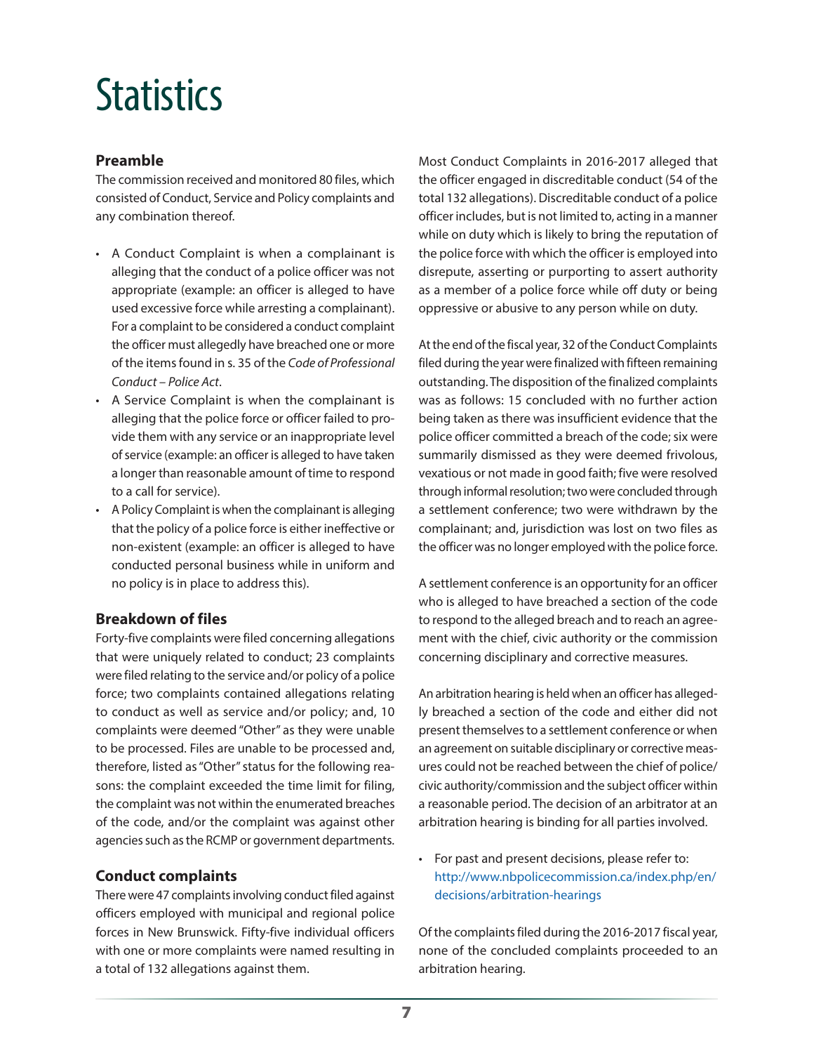# Statistics

## Preamble

The commission received and monitored 80 files, which consisted of Conduct, Service and Policy complaints and any combination thereof.

- A Conduct Complaint is when a complainant is alleging that the conduct of a police officer was not appropriate (example: an officer is alleged to have used excessive force while arresting a complainant). For a complaint to be considered a conduct complaint the officer must allegedly have breached one or more of the items found in s. 35 of the *Code of Professional Conduct – Police Act*.
- A Service Complaint is when the complainant is alleging that the police force or officer failed to provide them with any service or an inappropriate level of service (example: an officer is alleged to have taken a longer than reasonable amount of time to respond to a call for service).
- A Policy Complaint is when the complainant is alleging that the policy of a police force is either ineffective or non-existent (example: an officer is alleged to have conducted personal business while in uniform and no policy is in place to address this).

## Breakdown of files

Forty-five complaints were filed concerning allegations that were uniquely related to conduct; 23 complaints were filed relating to the service and/or policy of a police force; two complaints contained allegations relating to conduct as well as service and/or policy; and, 10 complaints were deemed "Other" as they were unable to be processed. Files are unable to be processed and, therefore, listed as "Other" status for the following reasons: the complaint exceeded the time limit for filing, the complaint was not within the enumerated breaches of the code, and/or the complaint was against other agencies such as the RCMP or government departments.

## Conduct complaints

There were 47 complaints involving conduct filed against officers employed with municipal and regional police forces in New Brunswick. Fifty-five individual officers with one or more complaints were named resulting in a total of 132 allegations against them.

Most Conduct Complaints in 2016-2017 alleged that the officer engaged in discreditable conduct (54 of the total 132 allegations). Discreditable conduct of a police officer includes, but is not limited to, acting in a manner while on duty which is likely to bring the reputation of the police force with which the officer is employed into disrepute, asserting or purporting to assert authority as a member of a police force while off duty or being oppressive or abusive to any person while on duty.

At the end of the fiscal year, 32 of the Conduct Complaints filed during the year were finalized with fifteen remaining outstanding. The disposition of the finalized complaints was as follows: 15 concluded with no further action being taken as there was insufficient evidence that the police officer committed a breach of the code; six were summarily dismissed as they were deemed frivolous, vexatious or not made in good faith; five were resolved through informal resolution; two were concluded through a settlement conference; two were withdrawn by the complainant; and, jurisdiction was lost on two files as the officer was no longer employed with the police force.

A settlement conference is an opportunity for an officer who is alleged to have breached a section of the code to respond to the alleged breach and to reach an agreement with the chief, civic authority or the commission concerning disciplinary and corrective measures.

An arbitration hearing is held when an officer has allegedly breached a section of the code and either did not present themselves to a settlement conference or when an agreement on suitable disciplinary or corrective measures could not be reached between the chief of police/civic authority/commission and the subject officer within a reasonable period. The decision of an arbitrator at an arbitration hearing is binding for all parties involved.

- For past and present decisions, please refer to: http://www.nbpolicecommission.ca/index.php/en/decisions/arbitration-hearings

Of the complaints filed during the 2016-2017 fiscal year, none of the concluded complaints proceeded to an arbitration hearing.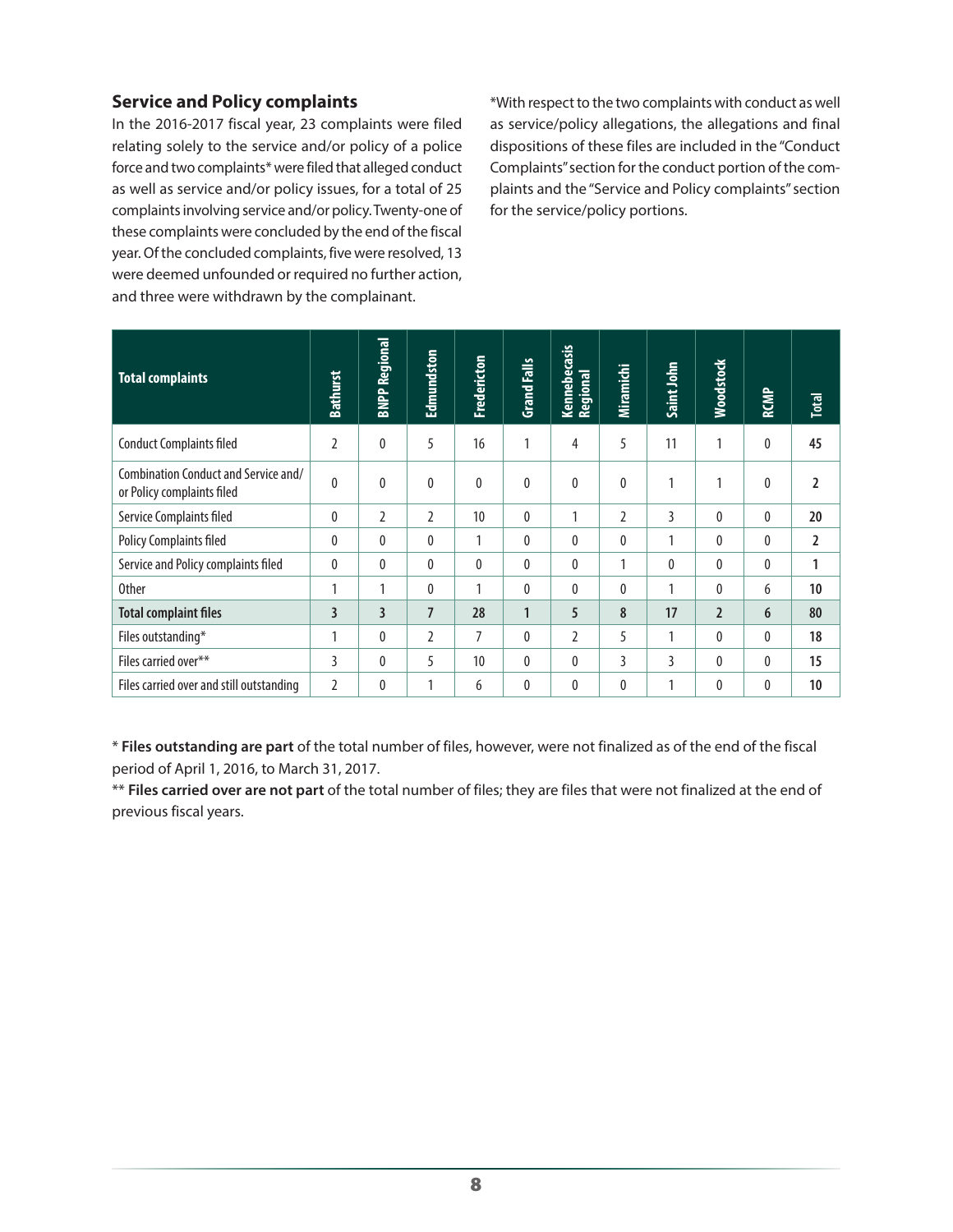## Service and Policy complaints

In the 2016-2017 fiscal year, 23 complaints were filed relating solely to the service and/or policy of a police force and two complaints* were filed that alleged conduct as well as service and/or policy issues, for a total of 25 complaints involving service and/or policy. Twenty-one of these complaints were concluded by the end of the fiscal year. Of the concluded complaints, five were resolved, 13 were deemed unfounded or required no further action, and three were withdrawn by the complainant.

*With respect to the two complaints with conduct as well as service/policy allegations, the allegations and final dispositions of these files are included in the "Conduct Complaints" section for the conduct portion of the complaints and the "Service and Policy complaints" section for the service/policy portions.

| Total complaints | Bathurst | BNPP Regional | Edmundston | Fredericton | Grand Falls | Kennebecasis Regional | Miramichi | Saint John | Woodstock | RCMP | Total |
|---|---|---|---|---|---|---|---|---|---|---|---|
| Conduct Complaints filed | 2 | 0 | 5 | 16 | 1 | 4 | 5 | 11 | 1 | 0 | **45** |
| Combination Conduct and Service and/or Policy complaints filed | 0 | 0 | 0 | 0 | 0 | 0 | 0 | 1 | 1 | 0 | **2** |
| Service Complaints filed | 0 | 2 | 2 | 10 | 0 | 1 | 2 | 3 | 0 | 0 | **20** |
| Policy Complaints filed | 0 | 0 | 0 | 1 | 0 | 0 | 0 | 1 | 0 | 0 | **2** |
| Service and Policy complaints filed | 0 | 0 | 0 | 0 | 0 | 0 | 1 | 0 | 0 | 0 | **1** |
| Other | 1 | 1 | 0 | 1 | 0 | 0 | 0 | 1 | 0 | 6 | **10** |
| **Total complaint files** | **3** | **3** | **7** | **28** | **1** | **5** | **8** | **17** | **2** | **6** | **80** |
| Files outstanding* | 1 | 0 | 2 | 7 | 0 | 2 | 5 | 1 | 0 | 0 | **18** |
| Files carried over** | 3 | 0 | 5 | 10 | 0 | 0 | 3 | 3 | 0 | 0 | **15** |
| Files carried over and still outstanding | 2 | 0 | 1 | 6 | 0 | 0 | 0 | 1 | 0 | 0 | **10** |

* **Files outstanding are part** of the total number of files, however, were not finalized as of the end of the fiscal period of April 1, 2016, to March 31, 2017.

** **Files carried over are not part** of the total number of files; they are files that were not finalized at the end of previous fiscal years.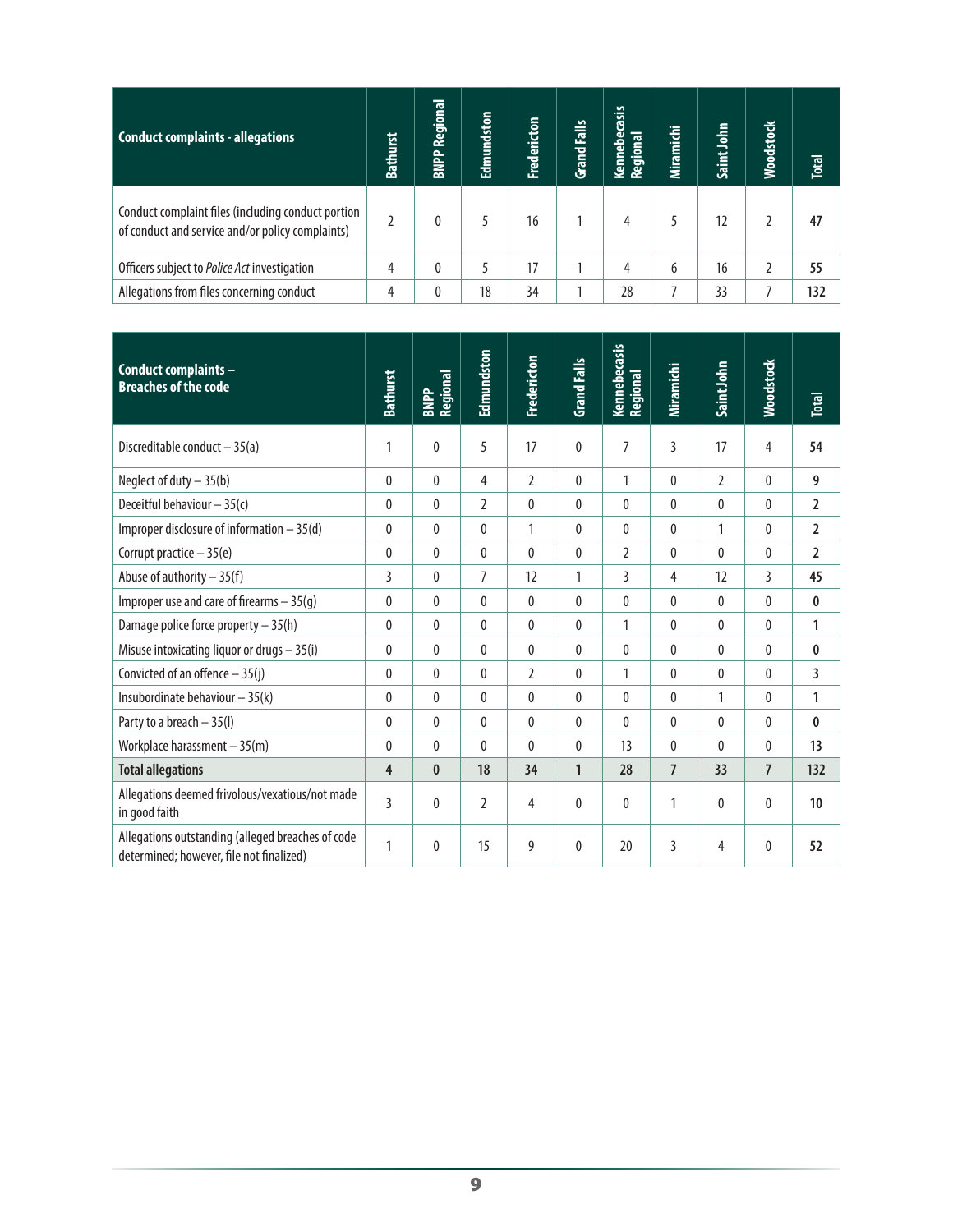| Conduct complaints - allegations | Bathurst | BNPP Regional | Edmundston | Fredericton | Grand Falls | Kennebecasis Regional | Miramichi | Saint John | Woodstock | Total |
|---|---|---|---|---|---|---|---|---|---|---|
| Conduct complaint files (including conduct portion of conduct and service and/or policy complaints) | 2 | 0 | 5 | 16 | 1 | 4 | 5 | 12 | 2 | **47** |
| Officers subject to *Police Act* investigation | 4 | 0 | 5 | 17 | 1 | 4 | 6 | 16 | 2 | **55** |
| Allegations from files concerning conduct | 4 | 0 | 18 | 34 | 1 | 28 | 7 | 33 | 7 | **132** |

| Conduct complaints – Breaches of the code | Bathurst | BNPP Regional | Edmundston | Fredericton | Grand Falls | Kennebecasis Regional | Miramichi | Saint John | Woodstock | Total |
|---|---|---|---|---|---|---|---|---|---|---|
| Discreditable conduct – 35(a) | 1 | 0 | 5 | 17 | 0 | 7 | 3 | 17 | 4 | **54** |
| Neglect of duty – 35(b) | 0 | 0 | 4 | 2 | 0 | 1 | 0 | 2 | 0 | **9** |
| Deceitful behaviour – 35(c) | 0 | 0 | 2 | 0 | 0 | 0 | 0 | 0 | 0 | **2** |
| Improper disclosure of information – 35(d) | 0 | 0 | 0 | 1 | 0 | 0 | 0 | 1 | 0 | **2** |
| Corrupt practice – 35(e) | 0 | 0 | 0 | 0 | 0 | 2 | 0 | 0 | 0 | **2** |
| Abuse of authority – 35(f) | 3 | 0 | 7 | 12 | 1 | 3 | 4 | 12 | 3 | **45** |
| Improper use and care of firearms – 35(g) | 0 | 0 | 0 | 0 | 0 | 0 | 0 | 0 | 0 | **0** |
| Damage police force property – 35(h) | 0 | 0 | 0 | 0 | 0 | 1 | 0 | 0 | 0 | **1** |
| Misuse intoxicating liquor or drugs – 35(i) | 0 | 0 | 0 | 0 | 0 | 0 | 0 | 0 | 0 | **0** |
| Convicted of an offence – 35(j) | 0 | 0 | 0 | 2 | 0 | 1 | 0 | 0 | 0 | **3** |
| Insubordinate behaviour – 35(k) | 0 | 0 | 0 | 0 | 0 | 0 | 0 | 1 | 0 | **1** |
| Party to a breach – 35(l) | 0 | 0 | 0 | 0 | 0 | 0 | 0 | 0 | 0 | **0** |
| Workplace harassment – 35(m) | 0 | 0 | 0 | 0 | 0 | 13 | 0 | 0 | 0 | **13** |
| **Total allegations** | **4** | **0** | **18** | **34** | **1** | **28** | **7** | **33** | **7** | **132** |
| Allegations deemed frivolous/vexatious/not made in good faith | 3 | 0 | 2 | 4 | 0 | 0 | 1 | 0 | 0 | **10** |
| Allegations outstanding (alleged breaches of code determined; however, file not finalized) | 1 | 0 | 15 | 9 | 0 | 20 | 3 | 4 | 0 | **52** |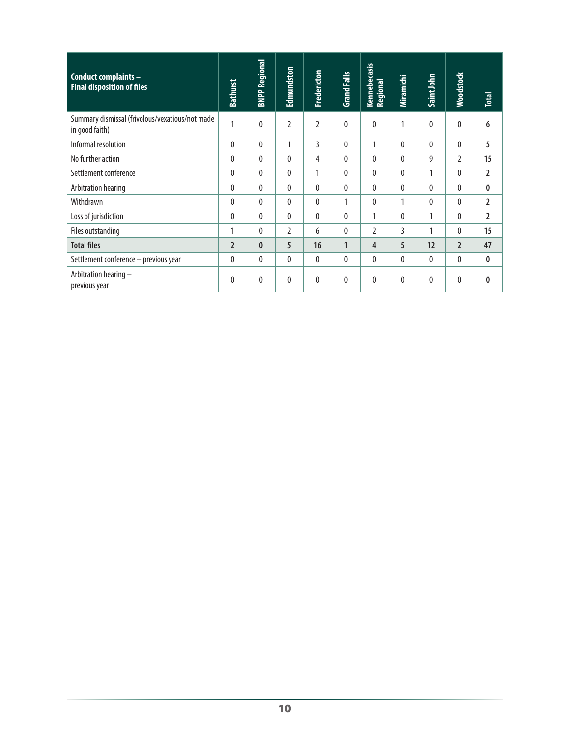| **Conduct complaints – Final disposition of files** | **Bathurst** | **BNPP Regional** | **Edmundston** | **Fredericton** | **Grand Falls** | **Kennebecasis Regional** | **Miramichi** | **Saint John** | **Woodstock** | **Total** |
|---|---|---|---|---|---|---|---|---|---|---|
| Summary dismissal (frivolous/vexatious/not made in good faith) | 1 | 0 | 2 | 2 | 0 | 0 | 1 | 0 | 0 | **6** |
| Informal resolution | 0 | 0 | 1 | 3 | 0 | 1 | 0 | 0 | 0 | **5** |
| No further action | 0 | 0 | 0 | 4 | 0 | 0 | 0 | 9 | 2 | **15** |
| Settlement conference | 0 | 0 | 0 | 1 | 0 | 0 | 0 | 1 | 0 | **2** |
| Arbitration hearing | 0 | 0 | 0 | 0 | 0 | 0 | 0 | 0 | 0 | **0** |
| Withdrawn | 0 | 0 | 0 | 0 | 1 | 0 | 1 | 0 | 0 | **2** |
| Loss of jurisdiction | 0 | 0 | 0 | 0 | 0 | 1 | 0 | 1 | 0 | **2** |
| Files outstanding | 1 | 0 | 2 | 6 | 0 | 2 | 3 | 1 | 0 | **15** |
| **Total files** | **2** | **0** | **5** | **16** | **1** | **4** | **5** | **12** | **2** | **47** |
| Settlement conference – previous year | 0 | 0 | 0 | 0 | 0 | 0 | 0 | 0 | 0 | **0** |
| Arbitration hearing – previous year | 0 | 0 | 0 | 0 | 0 | 0 | 0 | 0 | 0 | **0** |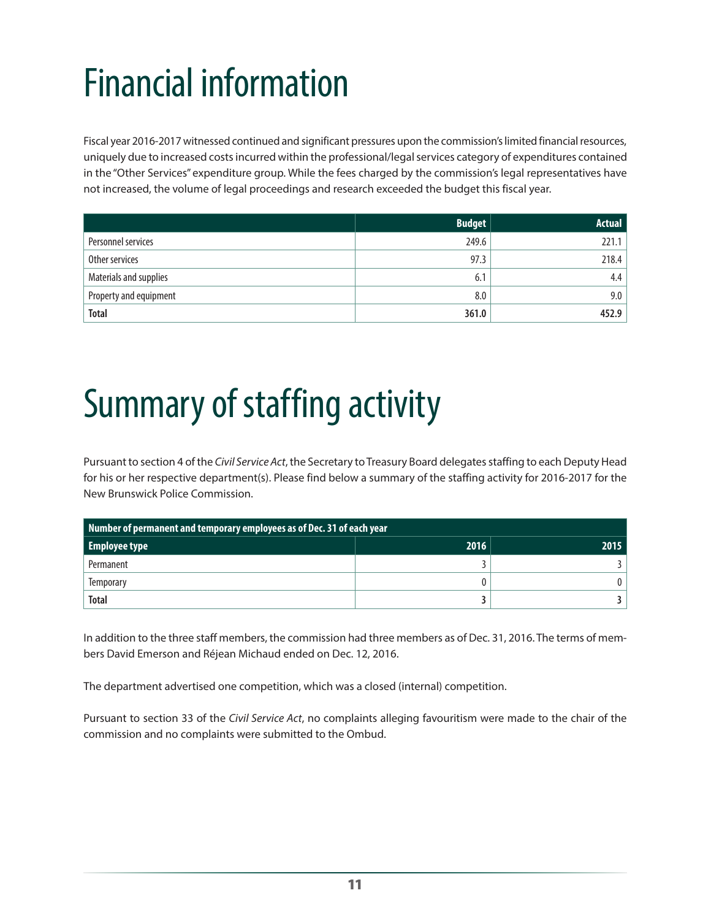# Financial information

Fiscal year 2016-2017 witnessed continued and significant pressures upon the commission's limited financial resources, uniquely due to increased costs incurred within the professional/legal services category of expenditures contained in the "Other Services" expenditure group. While the fees charged by the commission's legal representatives have not increased, the volume of legal proceedings and research exceeded the budget this fiscal year.

| | **Budget** | **Actual** |
|---|---:|---:|
| Personnel services | 249.6 | 221.1 |
| Other services | 97.3 | 218.4 |
| Materials and supplies | 6.1 | 4.4 |
| Property and equipment | 8.0 | 9.0 |
| **Total** | **361.0** | **452.9** |

# Summary of staffing activity

Pursuant to section 4 of the *Civil Service Act*, the Secretary to Treasury Board delegates staffing to each Deputy Head for his or her respective department(s). Please find below a summary of the staffing activity for 2016-2017 for the New Brunswick Police Commission.

| **Number of permanent and temporary employees as of Dec. 31 of each year** | | |
|---|---:|---:|
| **Employee type** | **2016** | **2015** |
| Permanent | 3 | 3 |
| Temporary | 0 | 0 |
| **Total** | **3** | **3** |

In addition to the three staff members, the commission had three members as of Dec. 31, 2016. The terms of members David Emerson and Réjean Michaud ended on Dec. 12, 2016.

The department advertised one competition, which was a closed (internal) competition.

Pursuant to section 33 of the *Civil Service Act*, no complaints alleging favouritism were made to the chair of the commission and no complaints were submitted to the Ombud.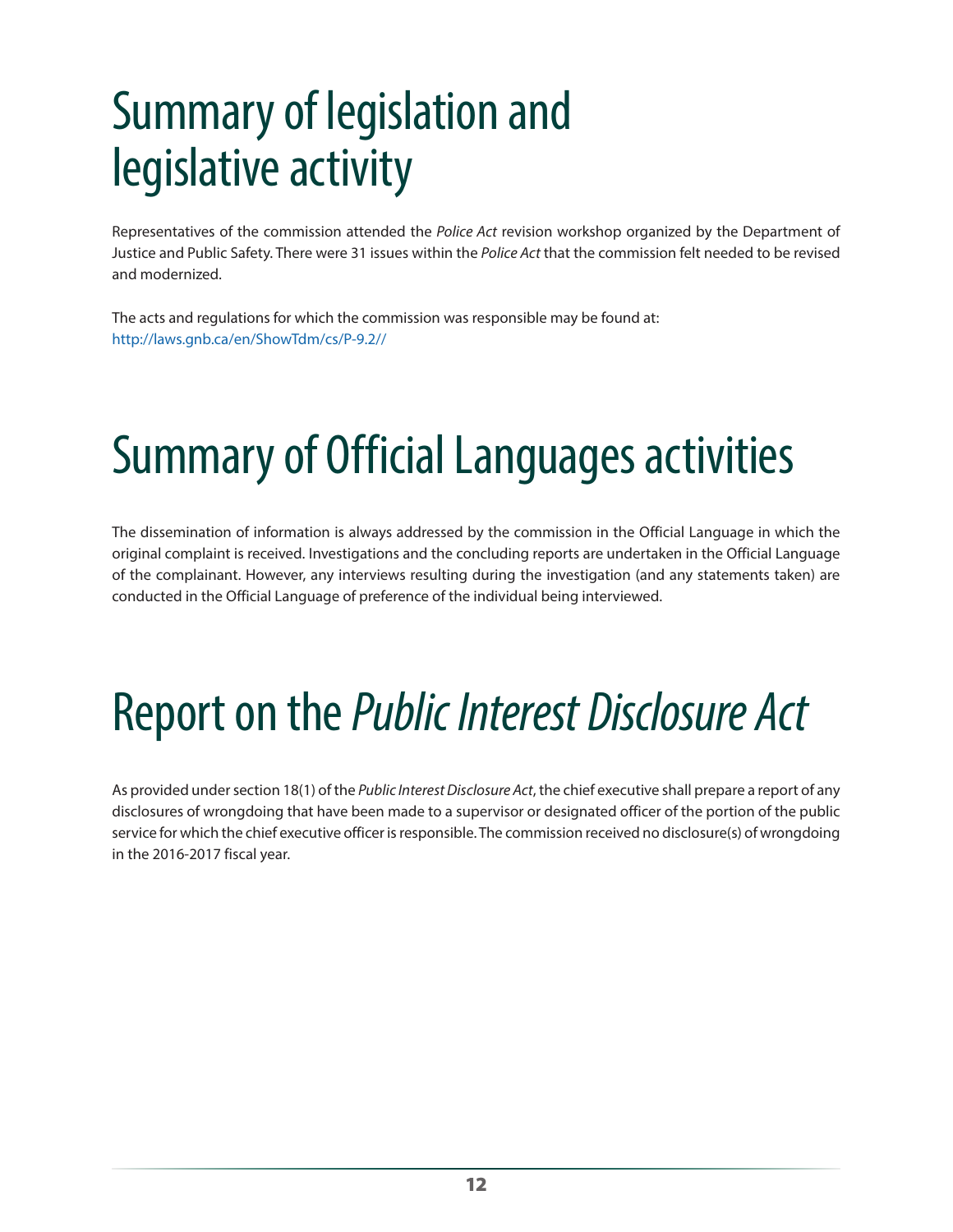# Summary of legislation and legislative activity

Representatives of the commission attended the *Police Act* revision workshop organized by the Department of Justice and Public Safety. There were 31 issues within the *Police Act* that the commission felt needed to be revised and modernized.

The acts and regulations for which the commission was responsible may be found at:
http://laws.gnb.ca/en/ShowTdm/cs/P-9.2//

# Summary of Official Languages activities

The dissemination of information is always addressed by the commission in the Official Language in which the original complaint is received. Investigations and the concluding reports are undertaken in the Official Language of the complainant. However, any interviews resulting during the investigation (and any statements taken) are conducted in the Official Language of preference of the individual being interviewed.

# Report on the *Public Interest Disclosure Act*

As provided under section 18(1) of the *Public Interest Disclosure Act*, the chief executive shall prepare a report of any disclosures of wrongdoing that have been made to a supervisor or designated officer of the portion of the public service for which the chief executive officer is responsible. The commission received no disclosure(s) of wrongdoing in the 2016-2017 fiscal year.